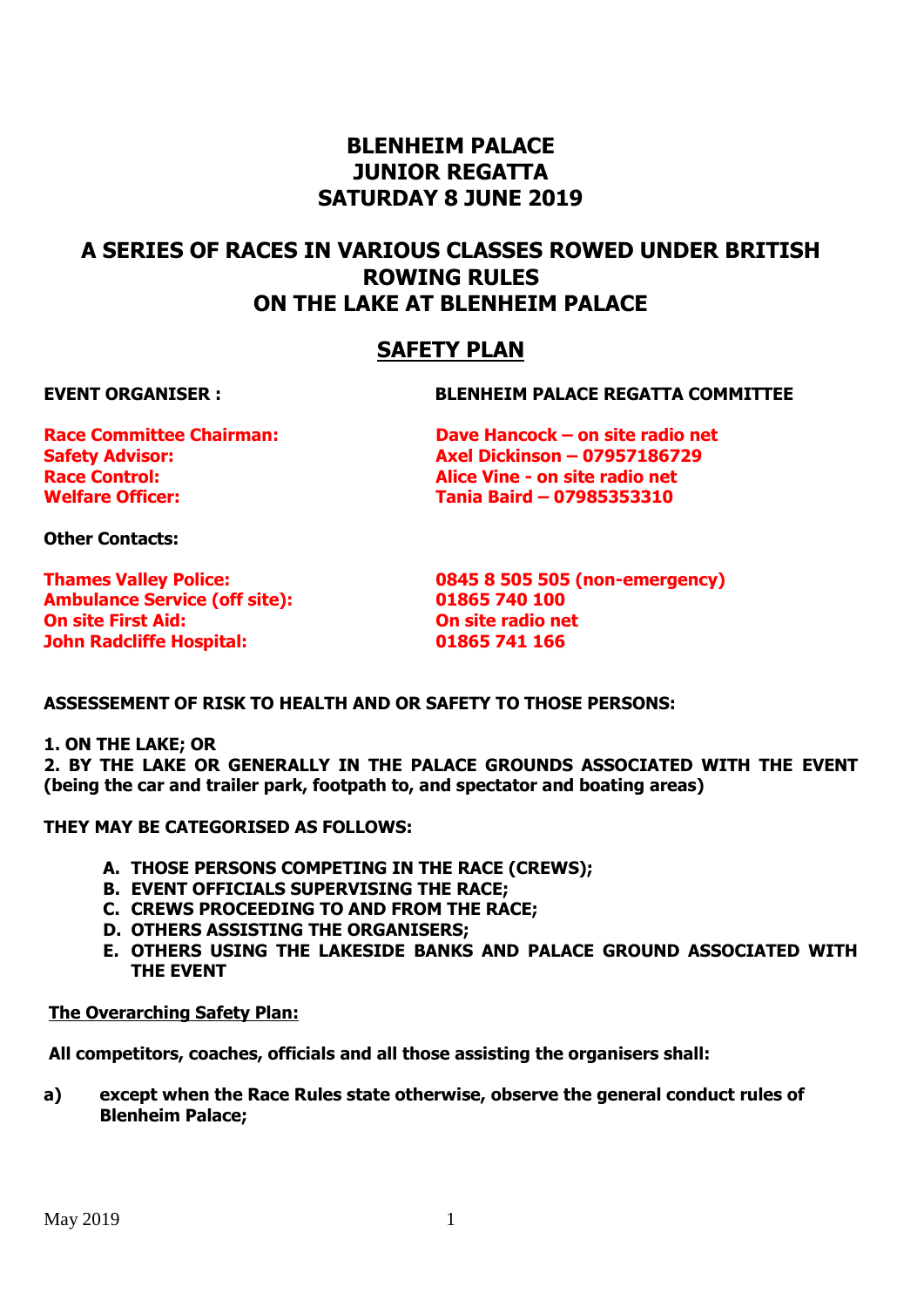# BLENHEIM PALACE JUNIOR REGATTA SATURDAY 8 JUNE 2019

## A SERIES OF RACES IN VARIOUS CLASSES ROWED UNDER BRITISH ROWING RULES ON THE LAKE AT BLENHEIM PALACE

## SAFETY PLAN

**EVENT ORGANISER :** **BLENHEIM PALACE REGATTA COMMITTEE**

| | |
|---|---|
| **Race Committee Chairman:** | **Dave Hancock – on site radio net** |
| **Safety Advisor:** | **Axel Dickinson – 07957186729** |
| **Race Control:** | **Alice Vine - on site radio net** |
| **Welfare Officer:** | **Tania Baird – 07985353310** |

**Other Contacts:**

| | |
|---|---|
| **Thames Valley Police:** | **0845 8 505 505 (non-emergency)** |
| **Ambulance Service (off site):** | **01865 740 100** |
| **On site First Aid:** | **On site radio net** |
| **John Radcliffe Hospital:** | **01865 741 166** |

**ASSESSEMENT OF RISK TO HEALTH AND OR SAFETY TO THOSE PERSONS:**

**1. ON THE LAKE; OR**
**2. BY THE LAKE OR GENERALLY IN THE PALACE GROUNDS ASSOCIATED WITH THE EVENT (being the car and trailer park, footpath to, and spectator and boating areas)**

**THEY MAY BE CATEGORISED AS FOLLOWS:**

A. **THOSE PERSONS COMPETING IN THE RACE (CREWS);**
B. **EVENT OFFICIALS SUPERVISING THE RACE;**
C. **CREWS PROCEEDING TO AND FROM THE RACE;**
D. **OTHERS ASSISTING THE ORGANISERS;**
E. **OTHERS USING THE LAKESIDE BANKS AND PALACE GROUND ASSOCIATED WITH THE EVENT**

**The Overarching Safety Plan:**

**All competitors, coaches, officials and all those assisting the organisers shall:**

a) **except when the Race Rules state otherwise, observe the general conduct rules of Blenheim Palace;**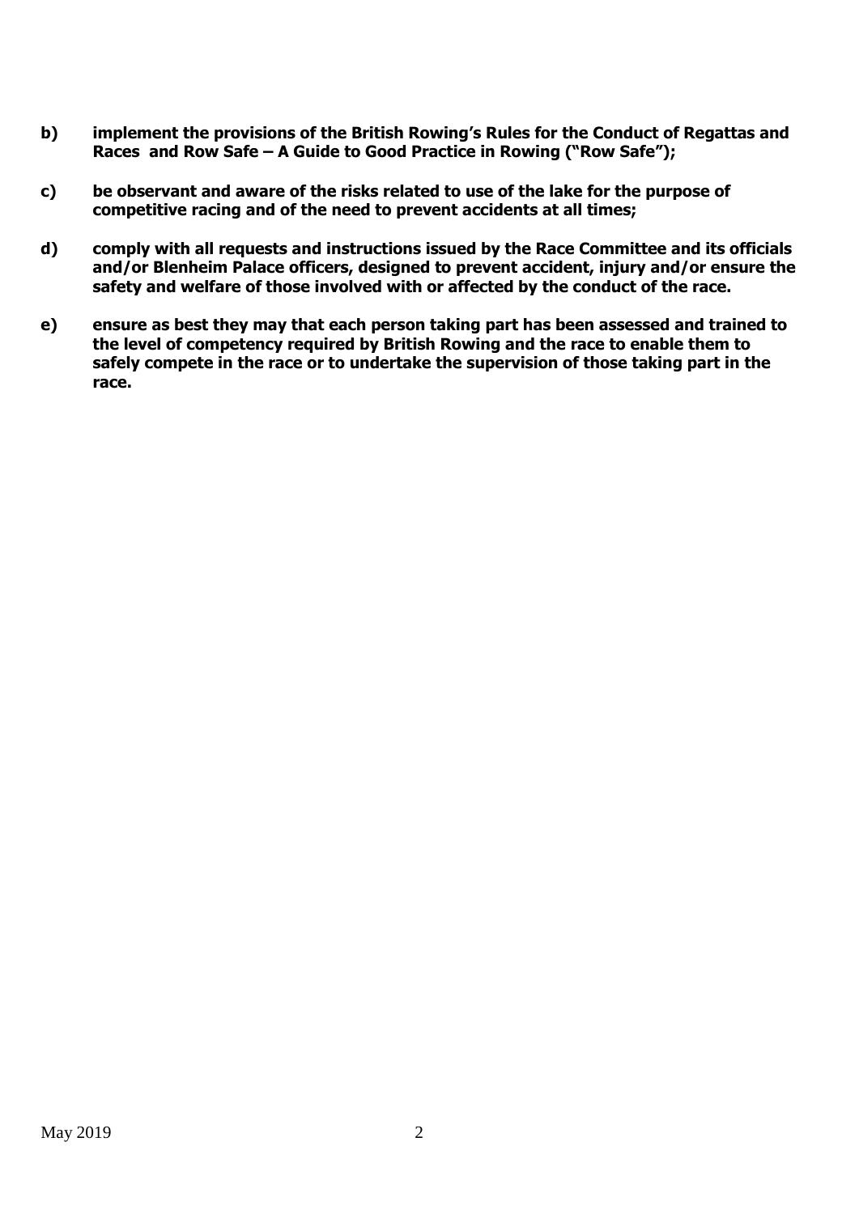**b) implement the provisions of the British Rowing's Rules for the Conduct of Regattas and Races and Row Safe – A Guide to Good Practice in Rowing ("Row Safe");**

**c) be observant and aware of the risks related to use of the lake for the purpose of competitive racing and of the need to prevent accidents at all times;**

**d) comply with all requests and instructions issued by the Race Committee and its officials and/or Blenheim Palace officers, designed to prevent accident, injury and/or ensure the safety and welfare of those involved with or affected by the conduct of the race.**

**e) ensure as best they may that each person taking part has been assessed and trained to the level of competency required by British Rowing and the race to enable them to safely compete in the race or to undertake the supervision of those taking part in the race.**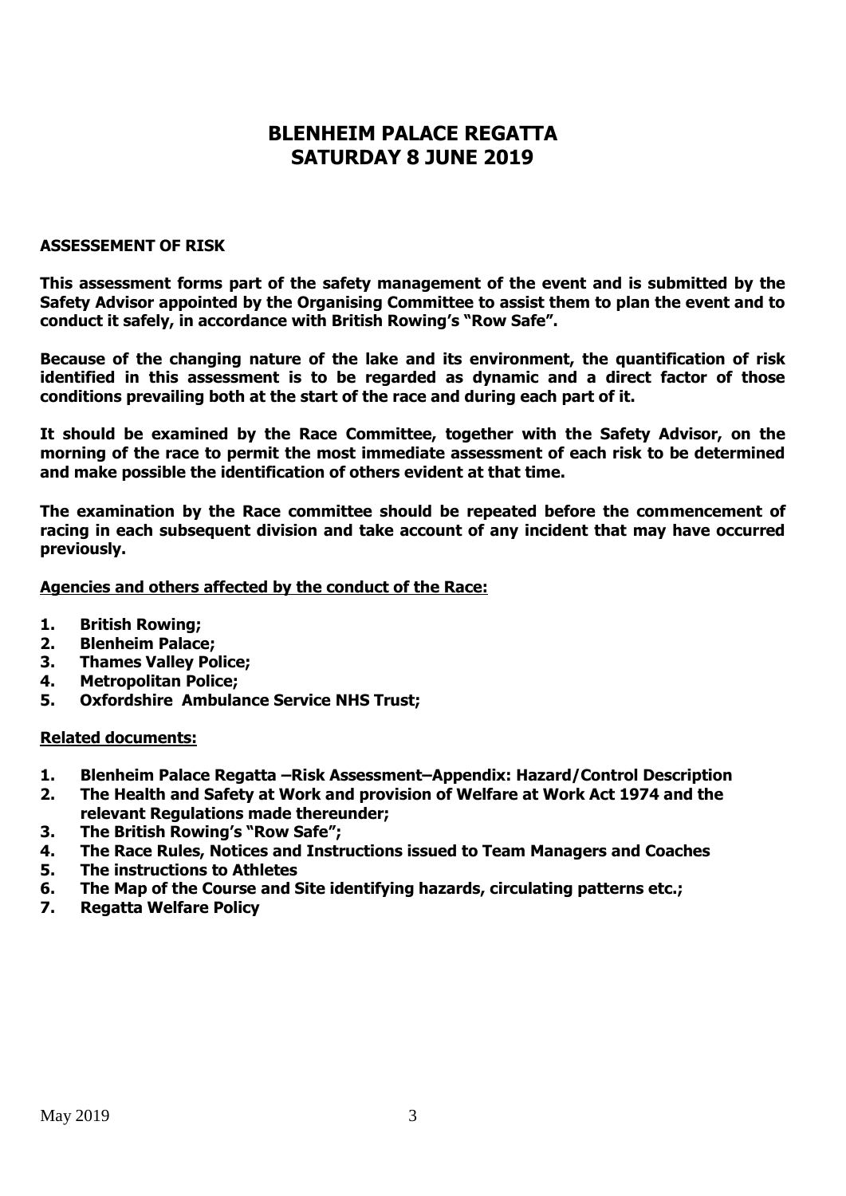# BLENHEIM PALACE REGATTA
# SATURDAY 8 JUNE 2019

**ASSESSEMENT OF RISK**

**This assessment forms part of the safety management of the event and is submitted by the Safety Advisor appointed by the Organising Committee to assist them to plan the event and to conduct it safely, in accordance with British Rowing's "Row Safe".**

**Because of the changing nature of the lake and its environment, the quantification of risk identified in this assessment is to be regarded as dynamic and a direct factor of those conditions prevailing both at the start of the race and during each part of it.**

**It should be examined by the Race Committee, together with the Safety Advisor, on the morning of the race to permit the most immediate assessment of each risk to be determined and make possible the identification of others evident at that time.**

**The examination by the Race committee should be repeated before the commencement of racing in each subsequent division and take account of any incident that may have occurred previously.**

**Agencies and others affected by the conduct of the Race:**

1. **British Rowing;**
2. **Blenheim Palace;**
3. **Thames Valley Police;**
4. **Metropolitan Police;**
5. **Oxfordshire Ambulance Service NHS Trust;**

**Related documents:**

1. **Blenheim Palace Regatta –Risk Assessment–Appendix: Hazard/Control Description**
2. **The Health and Safety at Work and provision of Welfare at Work Act 1974 and the relevant Regulations made thereunder;**
3. **The British Rowing's "Row Safe";**
4. **The Race Rules, Notices and Instructions issued to Team Managers and Coaches**
5. **The instructions to Athletes**
6. **The Map of the Course and Site identifying hazards, circulating patterns etc.;**
7. **Regatta Welfare Policy**

May 2019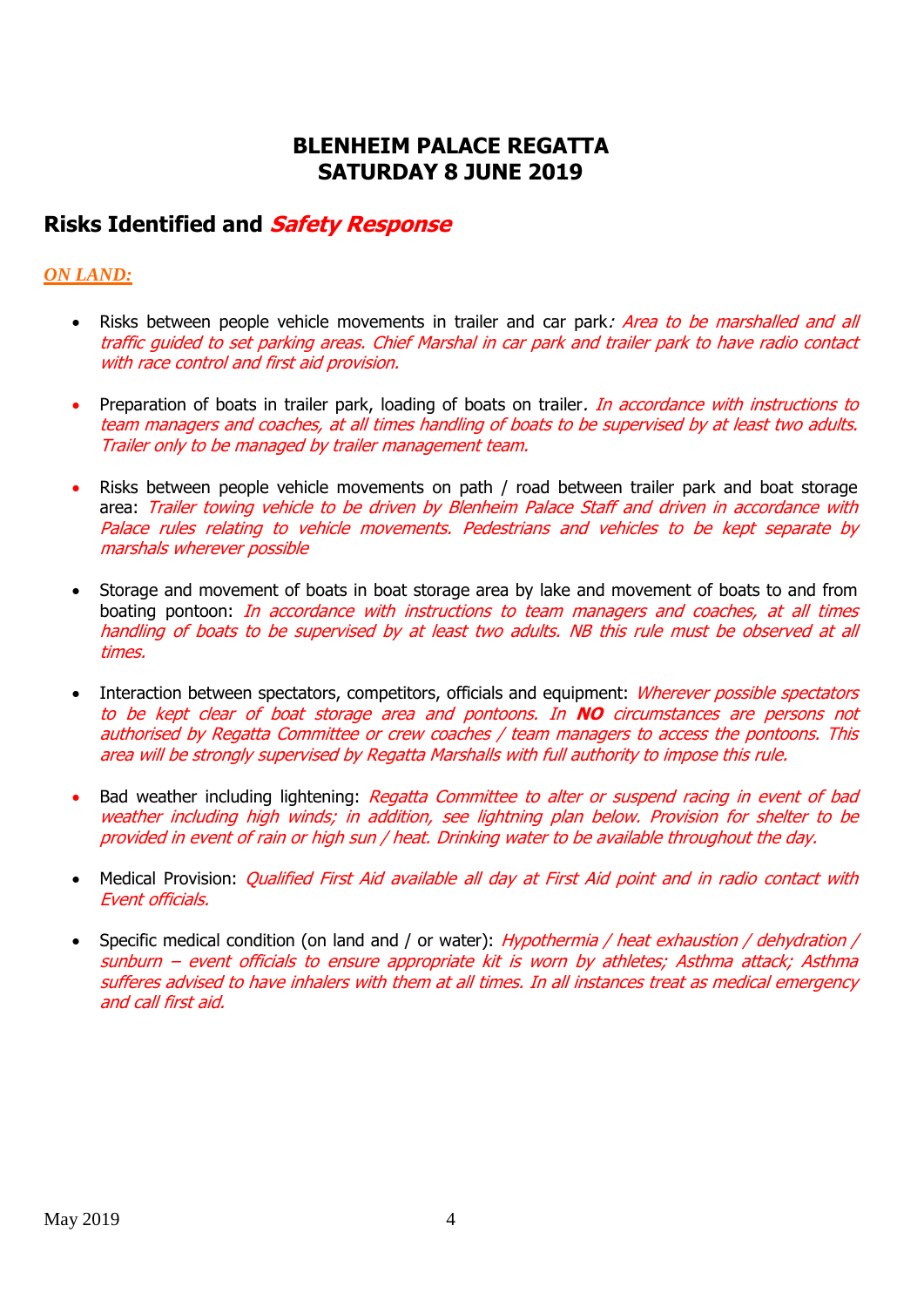# BLENHEIM PALACE REGATTA
# SATURDAY 8 JUNE 2019

## Risks Identified and *Safety Response*

***ON LAND:***

- Risks between people vehicle movements in trailer and car park*: Area to be marshalled and all traffic guided to set parking areas. Chief Marshal in car park and trailer park to have radio contact with race control and first aid provision.*

- Preparation of boats in trailer park, loading of boats on trailer*. In accordance with instructions to team managers and coaches, at all times handling of boats to be supervised by at least two adults. Trailer only to be managed by trailer management team.*

- Risks between people vehicle movements on path / road between trailer park and boat storage area: *Trailer towing vehicle to be driven by Blenheim Palace Staff and driven in accordance with Palace rules relating to vehicle movements. Pedestrians and vehicles to be kept separate by marshals wherever possible*

- Storage and movement of boats in boat storage area by lake and movement of boats to and from boating pontoon: *In accordance with instructions to team managers and coaches, at all times handling of boats to be supervised by at least two adults. NB this rule must be observed at all times.*

- Interaction between spectators, competitors, officials and equipment: *Wherever possible spectators to be kept clear of boat storage area and pontoons. In **NO** circumstances are persons not authorised by Regatta Committee or crew coaches / team managers to access the pontoons. This area will be strongly supervised by Regatta Marshalls with full authority to impose this rule.*

- Bad weather including lightening: *Regatta Committee to alter or suspend racing in event of bad weather including high winds; in addition, see lightning plan below. Provision for shelter to be provided in event of rain or high sun / heat. Drinking water to be available throughout the day.*

- Medical Provision: *Qualified First Aid available all day at First Aid point and in radio contact with Event officials.*

- Specific medical condition (on land and / or water): *Hypothermia / heat exhaustion / dehydration / sunburn – event officials to ensure appropriate kit is worn by athletes; Asthma attack; Asthma sufferes advised to have inhalers with them at all times. In all instances treat as medical emergency and call first aid.*

May 2019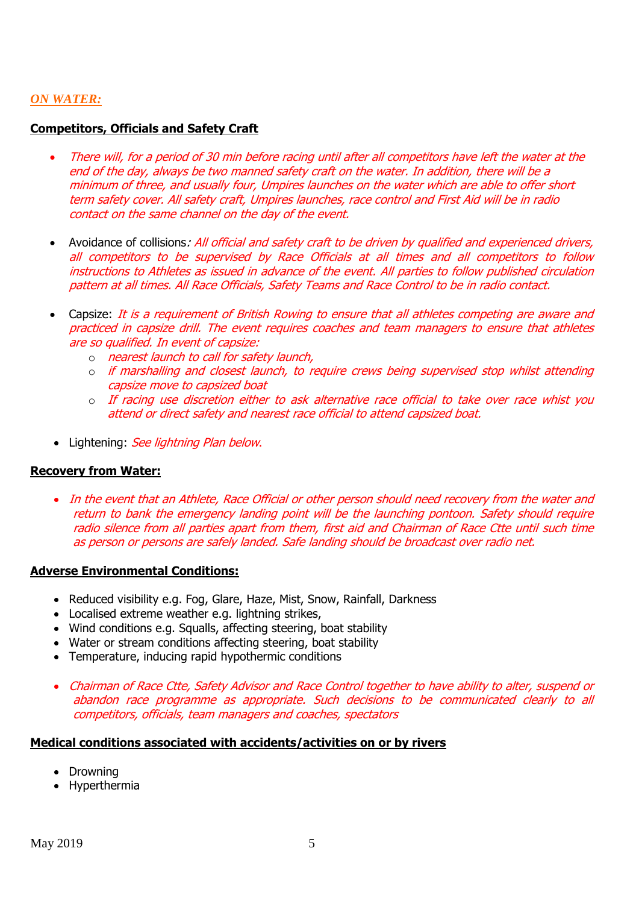## *ON WATER:*

**Competitors, Officials and Safety Craft**

- *There will, for a period of 30 min before racing until after all competitors have left the water at the end of the day, always be two manned safety craft on the water. In addition, there will be a minimum of three, and usually four, Umpires launches on the water which are able to offer short term safety cover. All safety craft, Umpires launches, race control and First Aid will be in radio contact on the same channel on the day of the event.*

- Avoidance of collisions*: All official and safety craft to be driven by qualified and experienced drivers, all competitors to be supervised by Race Officials at all times and all competitors to follow instructions to Athletes as issued in advance of the event. All parties to follow published circulation pattern at all times. All Race Officials, Safety Teams and Race Control to be in radio contact.*

- Capsize: *It is a requirement of British Rowing to ensure that all athletes competing are aware and practiced in capsize drill. The event requires coaches and team managers to ensure that athletes are so qualified. In event of capsize:*
  - *nearest launch to call for safety launch,*
  - *if marshalling and closest launch, to require crews being supervised stop whilst attending capsize move to capsized boat*
  - *If racing use discretion either to ask alternative race official to take over race whist you attend or direct safety and nearest race official to attend capsized boat.*

- Lightening: *See lightning Plan below.*

**Recovery from Water:**

- *In the event that an Athlete, Race Official or other person should need recovery from the water and return to bank the emergency landing point will be the launching pontoon. Safety should require radio silence from all parties apart from them, first aid and Chairman of Race Ctte until such time as person or persons are safely landed. Safe landing should be broadcast over radio net.*

**Adverse Environmental Conditions:**

- Reduced visibility e.g. Fog, Glare, Haze, Mist, Snow, Rainfall, Darkness
- Localised extreme weather e.g. lightning strikes,
- Wind conditions e.g. Squalls, affecting steering, boat stability
- Water or stream conditions affecting steering, boat stability
- Temperature, inducing rapid hypothermic conditions

- *Chairman of Race Ctte, Safety Advisor and Race Control together to have ability to alter, suspend or abandon race programme as appropriate. Such decisions to be communicated clearly to all competitors, officials, team managers and coaches, spectators*

**Medical conditions associated with accidents/activities on or by rivers**

- Drowning
- Hyperthermia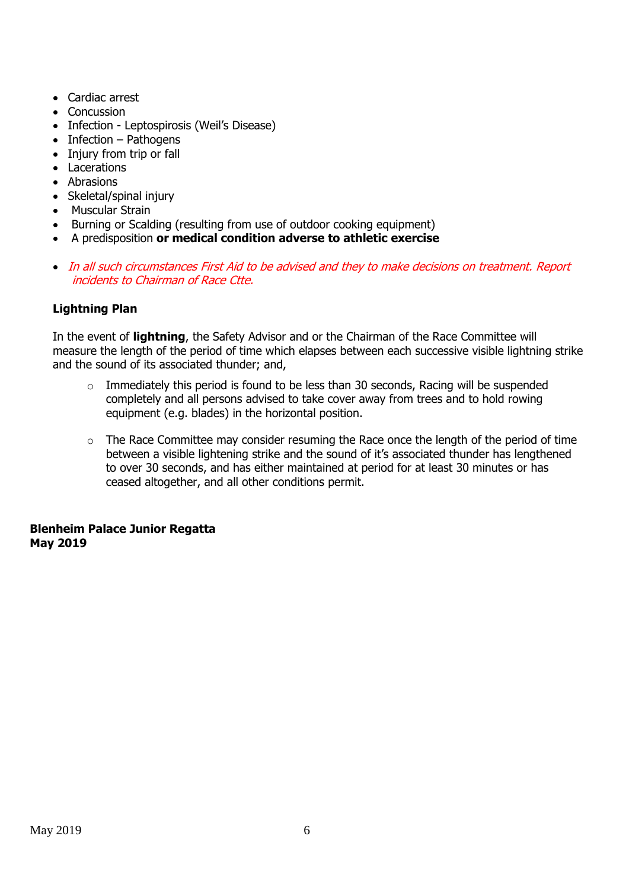- Cardiac arrest
- Concussion
- Infection - Leptospirosis (Weil's Disease)
- Infection – Pathogens
- Injury from trip or fall
- Lacerations
- Abrasions
- Skeletal/spinal injury
- Muscular Strain
- Burning or Scalding (resulting from use of outdoor cooking equipment)
- A predisposition **or medical condition adverse to athletic exercise**

- *In all such circumstances First Aid to be advised and they to make decisions on treatment. Report incidents to Chairman of Race Ctte.*

**Lightning Plan**

In the event of **lightning**, the Safety Advisor and or the Chairman of the Race Committee will measure the length of the period of time which elapses between each successive visible lightning strike and the sound of its associated thunder; and,

- Immediately this period is found to be less than 30 seconds, Racing will be suspended completely and all persons advised to take cover away from trees and to hold rowing equipment (e.g. blades) in the horizontal position.

- The Race Committee may consider resuming the Race once the length of the period of time between a visible lightening strike and the sound of it's associated thunder has lengthened to over 30 seconds, and has either maintained at period for at least 30 minutes or has ceased altogether, and all other conditions permit.

**Blenheim Palace Junior Regatta**
**May 2019**